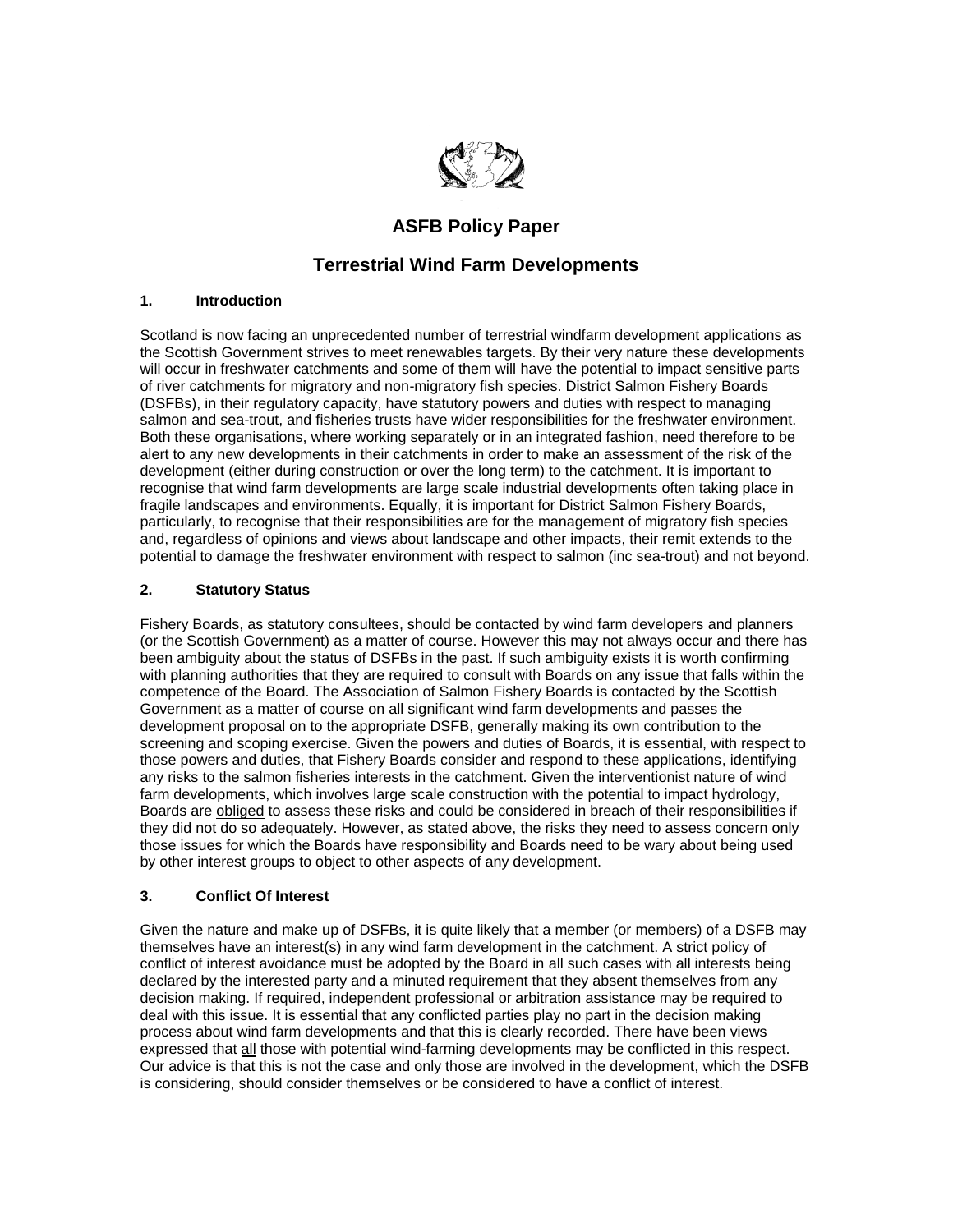# ASFB Policy Paper

## Terrestrial Wind Farm Developments

### 1. Introduction

Scotland is now facing an unprecedented number of terrestrial windfarm development applications as the Scottish Government strives to meet renewables targets. By their very nature these developments will occur in freshwater catchments and some of them will have the potential to impact sensitive parts of river catchments for migratory and non-migratory fish species. District Salmon Fishery Boards (DSFBs), in their regulatory capacity, have statutory powers and duties with respect to managing salmon and sea-trout, and fisheries trusts have wider responsibilities for the freshwater environment. Both these organisations, where working separately or in an integrated fashion, need therefore to be alert to any new developments in their catchments in order to make an assessment of the risk of the development (either during construction or over the long term) to the catchment. It is important to recognise that wind farm developments are large scale industrial developments often taking place in fragile landscapes and environments. Equally, it is important for District Salmon Fishery Boards, particularly, to recognise that their responsibilities are for the management of migratory fish species and, regardless of opinions and views about landscape and other impacts, their remit extends to the potential to damage the freshwater environment with respect to salmon (inc sea-trout) and not beyond.

### 2. Statutory Status

Fishery Boards, as statutory consultees, should be contacted by wind farm developers and planners (or the Scottish Government) as a matter of course. However this may not always occur and there has been ambiguity about the status of DSFBs in the past. If such ambiguity exists it is worth confirming with planning authorities that they are required to consult with Boards on any issue that falls within the competence of the Board. The Association of Salmon Fishery Boards is contacted by the Scottish Government as a matter of course on all significant wind farm developments and passes the development proposal on to the appropriate DSFB, generally making its own contribution to the screening and scoping exercise. Given the powers and duties of Boards, it is essential, with respect to those powers and duties, that Fishery Boards consider and respond to these applications, identifying any risks to the salmon fisheries interests in the catchment. Given the interventionist nature of wind farm developments, which involves large scale construction with the potential to impact hydrology, Boards are <u>obliged</u> to assess these risks and could be considered in breach of their responsibilities if they did not do so adequately. However, as stated above, the risks they need to assess concern only those issues for which the Boards have responsibility and Boards need to be wary about being used by other interest groups to object to other aspects of any development.

### 3. Conflict Of Interest

Given the nature and make up of DSFBs, it is quite likely that a member (or members) of a DSFB may themselves have an interest(s) in any wind farm development in the catchment. A strict policy of conflict of interest avoidance must be adopted by the Board in all such cases with all interests being declared by the interested party and a minuted requirement that they absent themselves from any decision making. If required, independent professional or arbitration assistance may be required to deal with this issue. It is essential that any conflicted parties play no part in the decision making process about wind farm developments and that this is clearly recorded. There have been views expressed that <u>all</u> those with potential wind-farming developments may be conflicted in this respect. Our advice is that this is not the case and only those are involved in the development, which the DSFB is considering, should consider themselves or be considered to have a conflict of interest.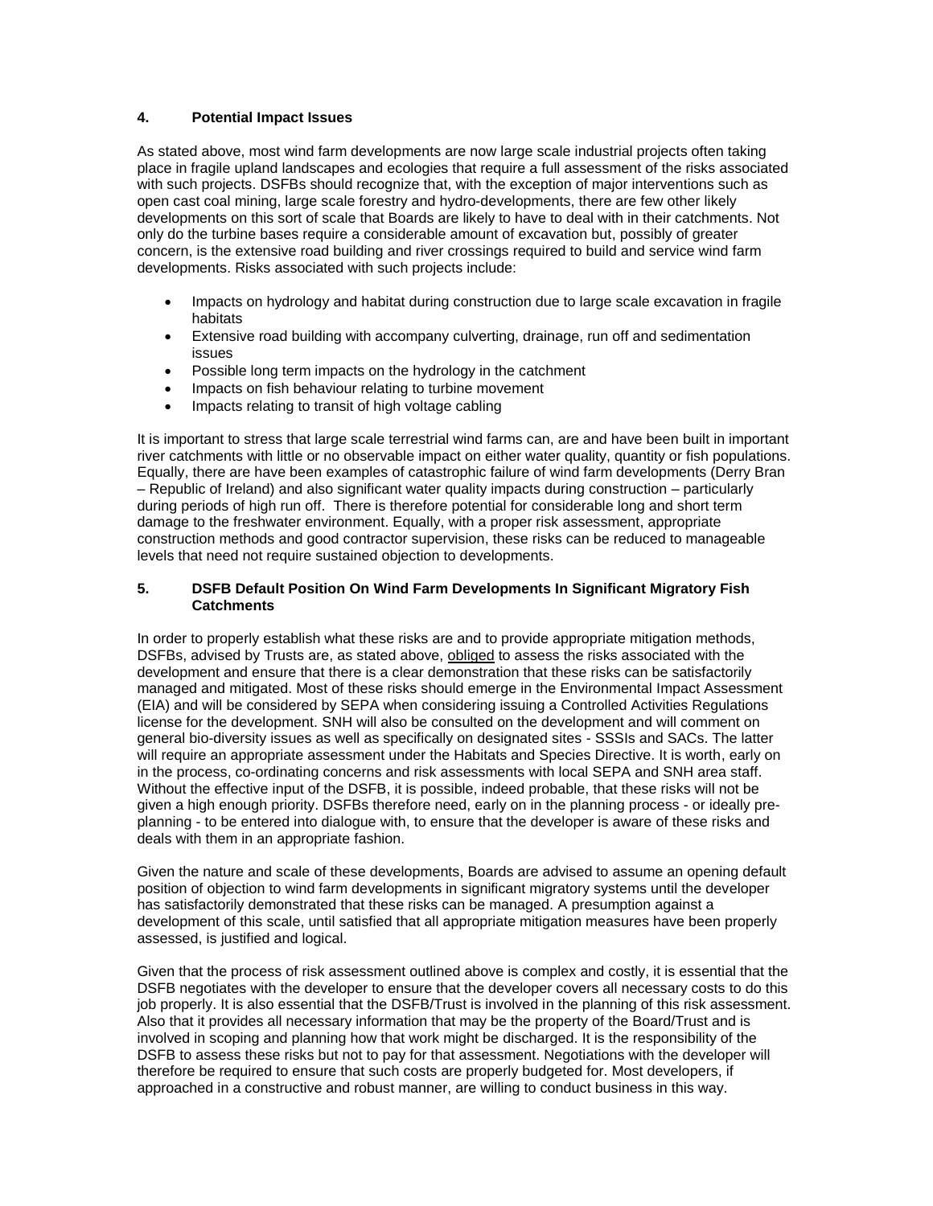## 4. Potential Impact Issues

As stated above, most wind farm developments are now large scale industrial projects often taking place in fragile upland landscapes and ecologies that require a full assessment of the risks associated with such projects. DSFBs should recognize that, with the exception of major interventions such as open cast coal mining, large scale forestry and hydro-developments, there are few other likely developments on this sort of scale that Boards are likely to have to deal with in their catchments. Not only do the turbine bases require a considerable amount of excavation but, possibly of greater concern, is the extensive road building and river crossings required to build and service wind farm developments. Risks associated with such projects include:

- Impacts on hydrology and habitat during construction due to large scale excavation in fragile habitats
- Extensive road building with accompany culverting, drainage, run off and sedimentation issues
- Possible long term impacts on the hydrology in the catchment
- Impacts on fish behaviour relating to turbine movement
- Impacts relating to transit of high voltage cabling

It is important to stress that large scale terrestrial wind farms can, are and have been built in important river catchments with little or no observable impact on either water quality, quantity or fish populations. Equally, there are have been examples of catastrophic failure of wind farm developments (Derry Bran – Republic of Ireland) and also significant water quality impacts during construction – particularly during periods of high run off. There is therefore potential for considerable long and short term damage to the freshwater environment. Equally, with a proper risk assessment, appropriate construction methods and good contractor supervision, these risks can be reduced to manageable levels that need not require sustained objection to developments.

## 5. DSFB Default Position On Wind Farm Developments In Significant Migratory Fish Catchments

In order to properly establish what these risks are and to provide appropriate mitigation methods, DSFBs, advised by Trusts are, as stated above, obliged to assess the risks associated with the development and ensure that there is a clear demonstration that these risks can be satisfactorily managed and mitigated. Most of these risks should emerge in the Environmental Impact Assessment (EIA) and will be considered by SEPA when considering issuing a Controlled Activities Regulations license for the development. SNH will also be consulted on the development and will comment on general bio-diversity issues as well as specifically on designated sites - SSSIs and SACs. The latter will require an appropriate assessment under the Habitats and Species Directive. It is worth, early on in the process, co-ordinating concerns and risk assessments with local SEPA and SNH area staff. Without the effective input of the DSFB, it is possible, indeed probable, that these risks will not be given a high enough priority. DSFBs therefore need, early on in the planning process - or ideally pre-planning - to be entered into dialogue with, to ensure that the developer is aware of these risks and deals with them in an appropriate fashion.

Given the nature and scale of these developments, Boards are advised to assume an opening default position of objection to wind farm developments in significant migratory systems until the developer has satisfactorily demonstrated that these risks can be managed. A presumption against a development of this scale, until satisfied that all appropriate mitigation measures have been properly assessed, is justified and logical.

Given that the process of risk assessment outlined above is complex and costly, it is essential that the DSFB negotiates with the developer to ensure that the developer covers all necessary costs to do this job properly. It is also essential that the DSFB/Trust is involved in the planning of this risk assessment. Also that it provides all necessary information that may be the property of the Board/Trust and is involved in scoping and planning how that work might be discharged. It is the responsibility of the DSFB to assess these risks but not to pay for that assessment. Negotiations with the developer will therefore be required to ensure that such costs are properly budgeted for. Most developers, if approached in a constructive and robust manner, are willing to conduct business in this way.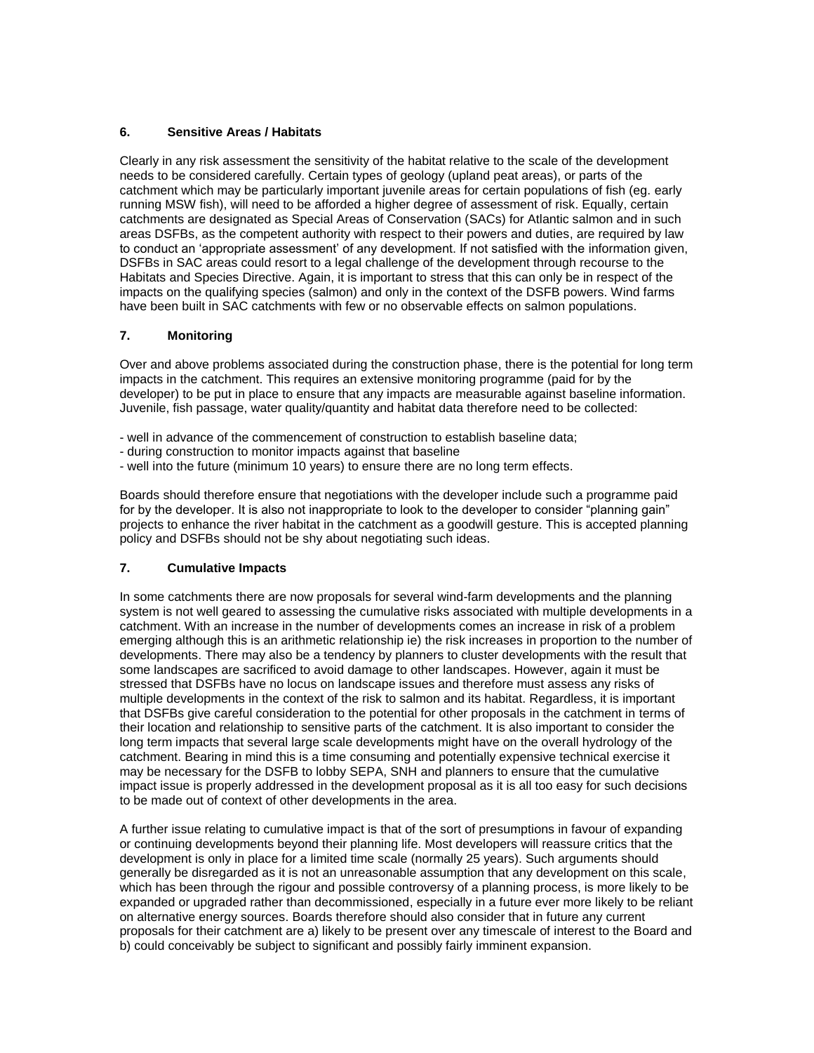## 6. Sensitive Areas / Habitats

Clearly in any risk assessment the sensitivity of the habitat relative to the scale of the development needs to be considered carefully. Certain types of geology (upland peat areas), or parts of the catchment which may be particularly important juvenile areas for certain populations of fish (eg. early running MSW fish), will need to be afforded a higher degree of assessment of risk. Equally, certain catchments are designated as Special Areas of Conservation (SACs) for Atlantic salmon and in such areas DSFBs, as the competent authority with respect to their powers and duties, are required by law to conduct an 'appropriate assessment' of any development. If not satisfied with the information given, DSFBs in SAC areas could resort to a legal challenge of the development through recourse to the Habitats and Species Directive. Again, it is important to stress that this can only be in respect of the impacts on the qualifying species (salmon) and only in the context of the DSFB powers. Wind farms have been built in SAC catchments with few or no observable effects on salmon populations.

## 7. Monitoring

Over and above problems associated during the construction phase, there is the potential for long term impacts in the catchment. This requires an extensive monitoring programme (paid for by the developer) to be put in place to ensure that any impacts are measurable against baseline information. Juvenile, fish passage, water quality/quantity and habitat data therefore need to be collected:

- well in advance of the commencement of construction to establish baseline data;
- during construction to monitor impacts against that baseline
- well into the future (minimum 10 years) to ensure there are no long term effects.

Boards should therefore ensure that negotiations with the developer include such a programme paid for by the developer. It is also not inappropriate to look to the developer to consider "planning gain" projects to enhance the river habitat in the catchment as a goodwill gesture. This is accepted planning policy and DSFBs should not be shy about negotiating such ideas.

## 7. Cumulative Impacts

In some catchments there are now proposals for several wind-farm developments and the planning system is not well geared to assessing the cumulative risks associated with multiple developments in a catchment. With an increase in the number of developments comes an increase in risk of a problem emerging although this is an arithmetic relationship ie) the risk increases in proportion to the number of developments. There may also be a tendency by planners to cluster developments with the result that some landscapes are sacrificed to avoid damage to other landscapes. However, again it must be stressed that DSFBs have no locus on landscape issues and therefore must assess any risks of multiple developments in the context of the risk to salmon and its habitat. Regardless, it is important that DSFBs give careful consideration to the potential for other proposals in the catchment in terms of their location and relationship to sensitive parts of the catchment. It is also important to consider the long term impacts that several large scale developments might have on the overall hydrology of the catchment. Bearing in mind this is a time consuming and potentially expensive technical exercise it may be necessary for the DSFB to lobby SEPA, SNH and planners to ensure that the cumulative impact issue is properly addressed in the development proposal as it is all too easy for such decisions to be made out of context of other developments in the area.

A further issue relating to cumulative impact is that of the sort of presumptions in favour of expanding or continuing developments beyond their planning life. Most developers will reassure critics that the development is only in place for a limited time scale (normally 25 years). Such arguments should generally be disregarded as it is not an unreasonable assumption that any development on this scale, which has been through the rigour and possible controversy of a planning process, is more likely to be expanded or upgraded rather than decommissioned, especially in a future ever more likely to be reliant on alternative energy sources. Boards therefore should also consider that in future any current proposals for their catchment are a) likely to be present over any timescale of interest to the Board and b) could conceivably be subject to significant and possibly fairly imminent expansion.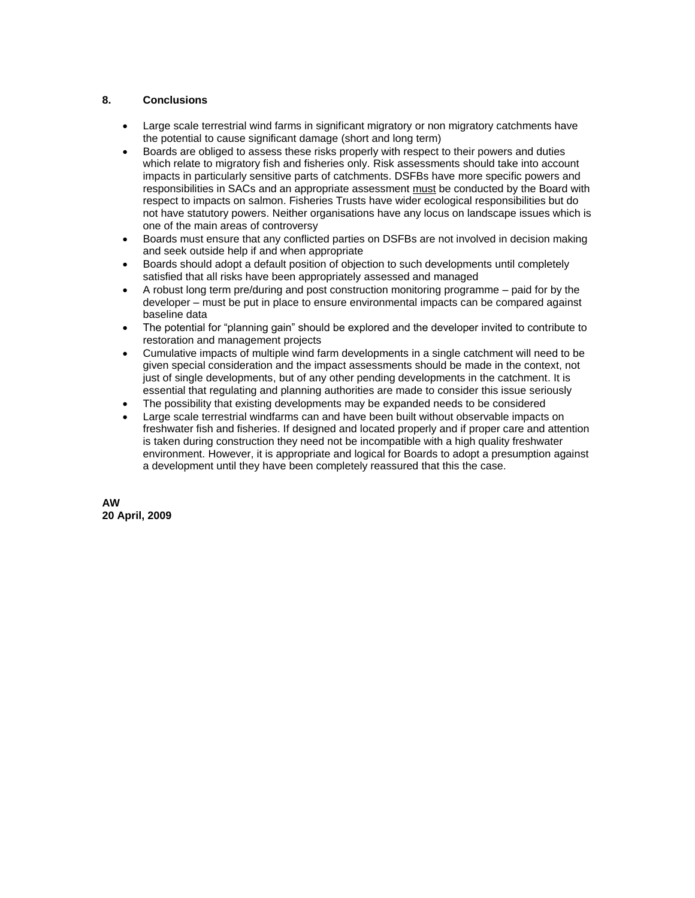## 8. Conclusions

- Large scale terrestrial wind farms in significant migratory or non migratory catchments have the potential to cause significant damage (short and long term)
- Boards are obliged to assess these risks properly with respect to their powers and duties which relate to migratory fish and fisheries only. Risk assessments should take into account impacts in particularly sensitive parts of catchments. DSFBs have more specific powers and responsibilities in SACs and an appropriate assessment <u>must</u> be conducted by the Board with respect to impacts on salmon. Fisheries Trusts have wider ecological responsibilities but do not have statutory powers. Neither organisations have any locus on landscape issues which is one of the main areas of controversy
- Boards must ensure that any conflicted parties on DSFBs are not involved in decision making and seek outside help if and when appropriate
- Boards should adopt a default position of objection to such developments until completely satisfied that all risks have been appropriately assessed and managed
- A robust long term pre/during and post construction monitoring programme – paid for by the developer – must be put in place to ensure environmental impacts can be compared against baseline data
- The potential for "planning gain" should be explored and the developer invited to contribute to restoration and management projects
- Cumulative impacts of multiple wind farm developments in a single catchment will need to be given special consideration and the impact assessments should be made in the context, not just of single developments, but of any other pending developments in the catchment. It is essential that regulating and planning authorities are made to consider this issue seriously
- The possibility that existing developments may be expanded needs to be considered
- Large scale terrestrial windfarms can and have been built without observable impacts on freshwater fish and fisheries. If designed and located properly and if proper care and attention is taken during construction they need not be incompatible with a high quality freshwater environment. However, it is appropriate and logical for Boards to adopt a presumption against a development until they have been completely reassured that this the case.

**AW**
**20 April, 2009**